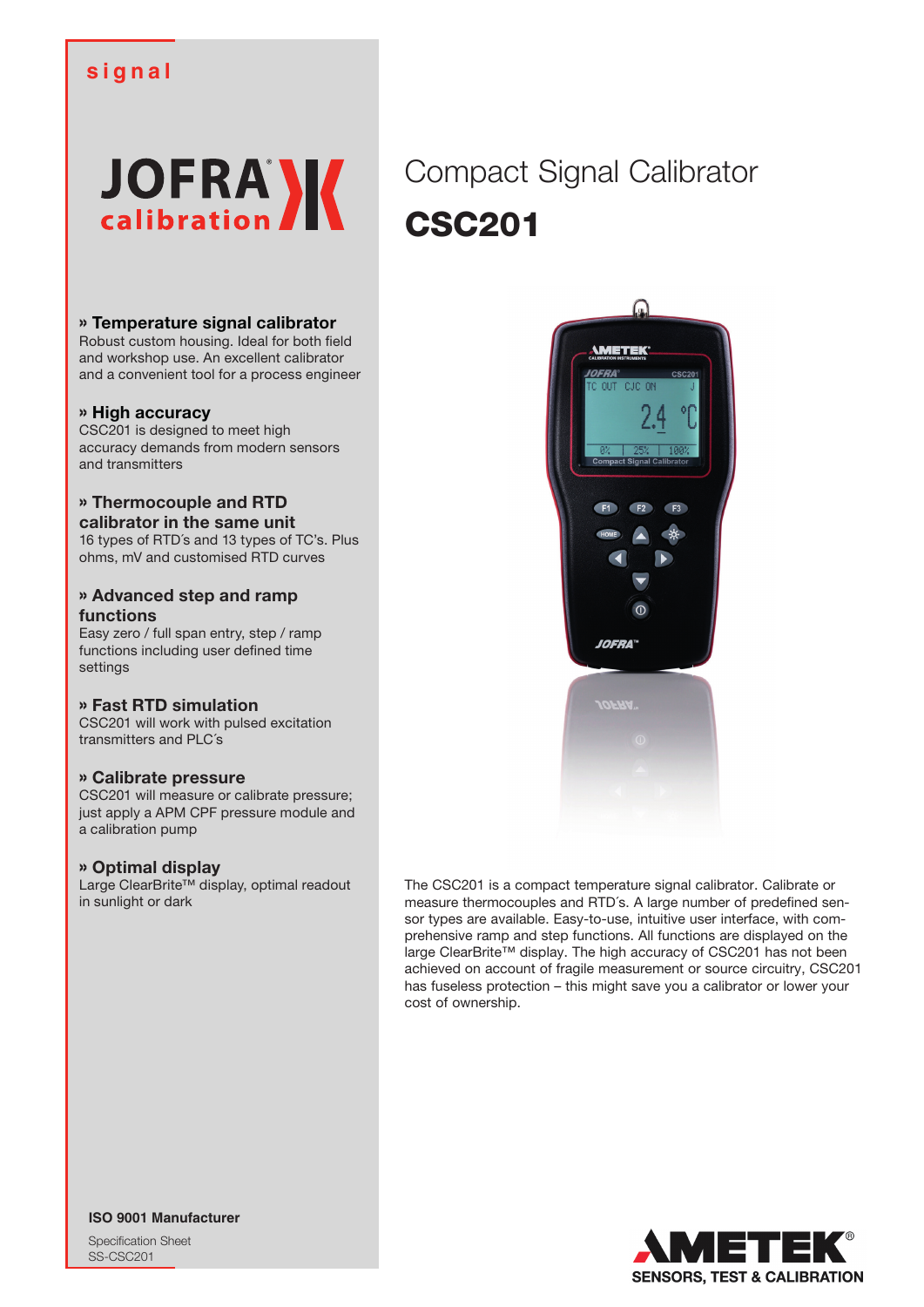signal

JOFRA calibration

# Compact Signal Calibrator

# CSC201

**» Temperature signal calibrator**
Robust custom housing. Ideal for both field and workshop use. An excellent calibrator and a convenient tool for a process engineer

**» High accuracy**
CSC201 is designed to meet high accuracy demands from modern sensors and transmitters

**» Thermocouple and RTD calibrator in the same unit**
16 types of RTD´s and 13 types of TC's. Plus ohms, mV and customised RTD curves

**» Advanced step and ramp functions**
Easy zero / full span entry, step / ramp functions including user defined time settings

**» Fast RTD simulation**
CSC201 will work with pulsed excitation transmitters and PLC´s

**» Calibrate pressure**
CSC201 will measure or calibrate pressure; just apply a APM CPF pressure module and a calibration pump

**» Optimal display**
Large ClearBrite™ display, optimal readout in sunlight or dark

The CSC201 is a compact temperature signal calibrator. Calibrate or measure thermocouples and RTD´s. A large number of predefined sensor types are available. Easy-to-use, intuitive user interface, with comprehensive ramp and step functions. All functions are displayed on the large ClearBrite™ display. The high accuracy of CSC201 has not been achieved on account of fragile measurement or source circuitry, CSC201 has fuseless protection – this might save you a calibrator or lower your cost of ownership.

**ISO 9001 Manufacturer**

Specification Sheet
SS-CSC201

AMETEK®
SENSORS, TEST & CALIBRATION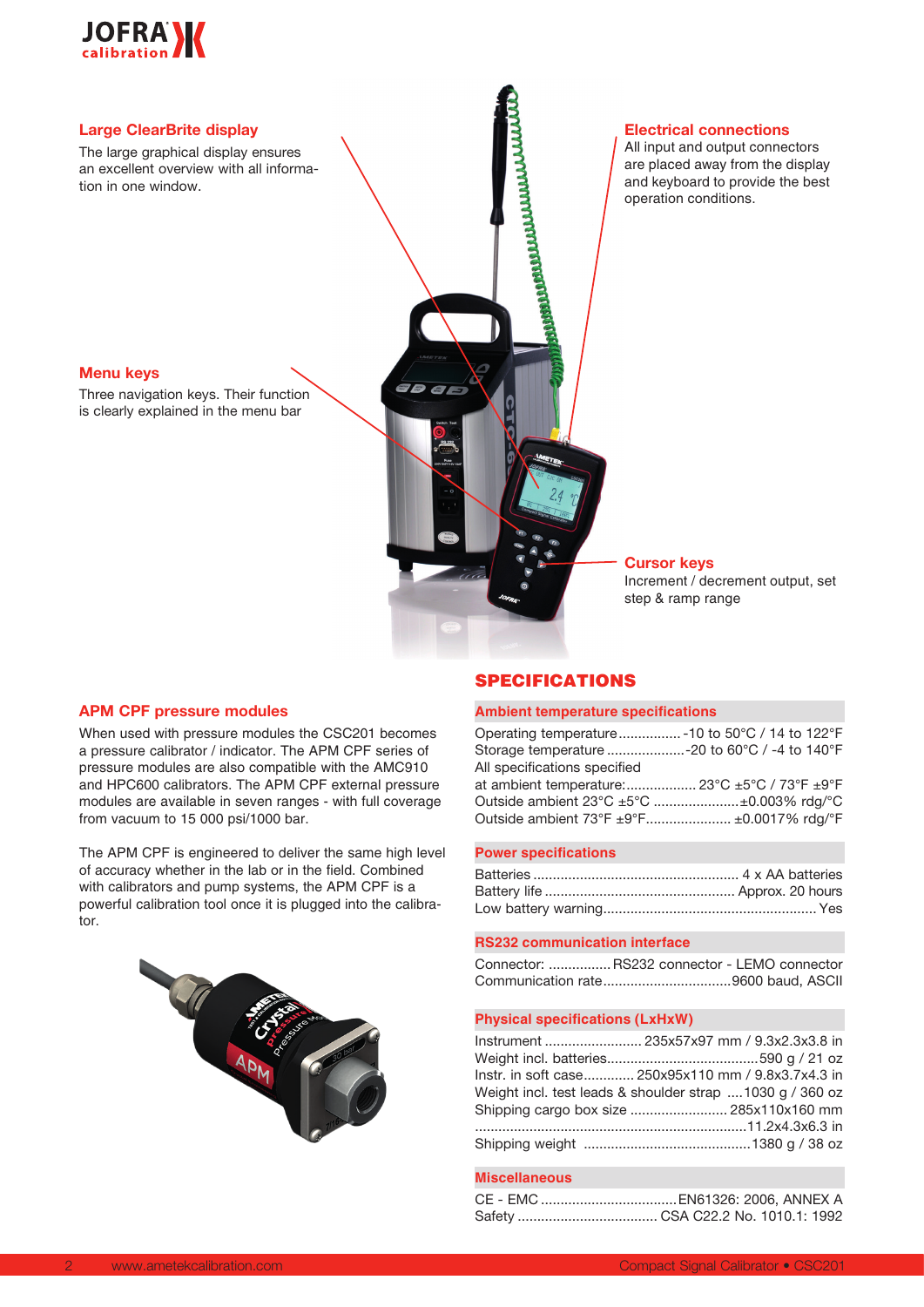### Large ClearBrite display

The large graphical display ensures an excellent overview with all information in one window.

### Menu keys

Three navigation keys. Their function is clearly explained in the menu bar

### Electrical connections

All input and output connectors are placed away from the display and keyboard to provide the best operation conditions.

### Cursor keys

Increment / decrement output, set step & ramp range

### APM CPF pressure modules

When used with pressure modules the CSC201 becomes a pressure calibrator / indicator. The APM CPF series of pressure modules are also compatible with the AMC910 and HPC600 calibrators. The APM CPF external pressure modules are available in seven ranges - with full coverage from vacuum to 15 000 psi/1000 bar.

The APM CPF is engineered to deliver the same high level of accuracy whether in the lab or in the field. Combined with calibrators and pump systems, the APM CPF is a powerful calibration tool once it is plugged into the calibrator.

## SPECIFICATIONS

### Ambient temperature specifications

Operating temperature ................ -10 to 50°C / 14 to 122°F
Storage temperature .................... -20 to 60°C / -4 to 140°F
All specifications specified
at ambient temperature: .................. 23°C ±5°C / 73°F ±9°F
Outside ambient 23°C ±5°C ...................... ±0.003% rdg/°C
Outside ambient 73°F ±9°F...................... ±0.0017% rdg/°F

### Power specifications

Batteries ..................................................... 4 x AA batteries
Battery life ................................................ Approx. 20 hours
Low battery warning...................................................... Yes

### RS232 communication interface

Connector: ................ RS232 connector - LEMO connector
Communication rate................................9600 baud, ASCII

### Physical specifications (LxHxW)

Instrument ......................... 235x57x97 mm / 9.3x2.3x3.8 in
Weight incl. batteries.......................................590 g / 21 oz
Instr. in soft case............ 250x95x110 mm / 9.8x3.7x4.3 in
Weight incl. test leads & shoulder strap ....1030 g / 360 oz
Shipping cargo box size ......................... 285x110x160 mm
.....................................................................11.2x4.3x6.3 in
Shipping weight ..........................................1380 g / 38 oz

### Miscellaneous

CE - EMC ...................................EN61326: 2006, ANNEX A
Safety .................................... CSA C22.2 No. 1010.1: 1992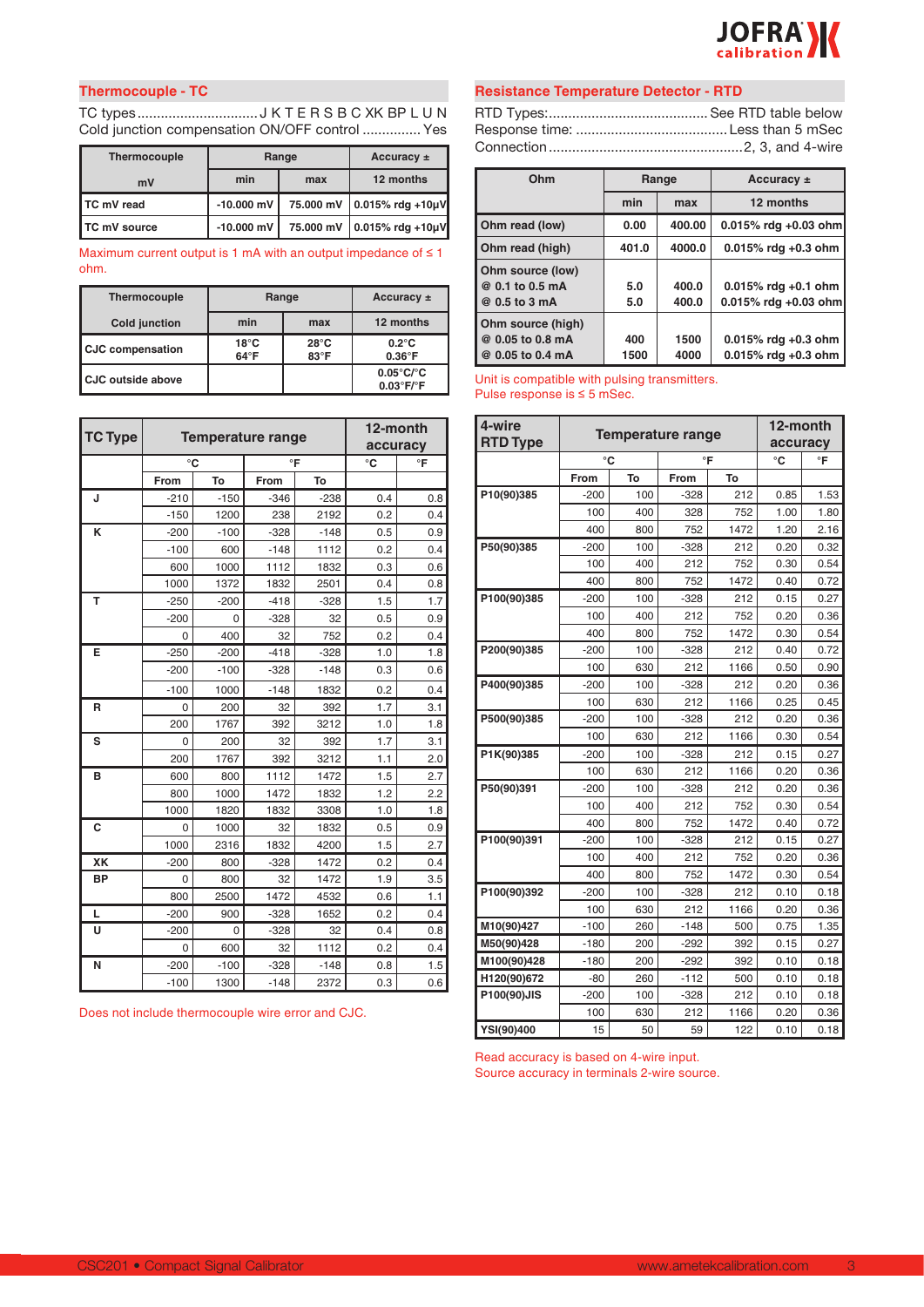## Thermocouple - TC

TC types................................J K T E R S B C XK BP L U N
Cold junction compensation ON/OFF control ............... Yes

| Thermocouple | Range | | Accuracy ± |
|---|---|---|---|
| mV | min | max | 12 months |
| TC mV read | -10.000 mV | 75.000 mV | 0.015% rdg +10µV |
| TC mV source | -10.000 mV | 75.000 mV | 0.015% rdg +10µV |

Maximum current output is 1 mA with an output impedance of ≤ 1 ohm.

| Thermocouple | Range | | Accuracy ± |
|---|---|---|---|
| Cold junction | min | max | 12 months |
| CJC compensation | 18°C<br>64°F | 28°C<br>83°F | 0.2°C<br>0.36°F |
| CJC outside above | | | 0.05°C/°C<br>0.03°F/°F |

| TC Type | Temperature range | | | | 12-month accuracy | |
|---|---|---|---|---|---|---|
| | °C | | °F | | °C | °F |
| | From | To | From | To | | |
| J | -210 | -150 | -346 | -238 | 0.4 | 0.8 |
| | -150 | 1200 | 238 | 2192 | 0.2 | 0.4 |
| K | -200 | -100 | -328 | -148 | 0.5 | 0.9 |
| | -100 | 600 | -148 | 1112 | 0.2 | 0.4 |
| | 600 | 1000 | 1112 | 1832 | 0.3 | 0.6 |
| | 1000 | 1372 | 1832 | 2501 | 0.4 | 0.8 |
| T | -250 | -200 | -418 | -328 | 1.5 | 1.7 |
| | -200 | 0 | -328 | 32 | 0.5 | 0.9 |
| | 0 | 400 | 32 | 752 | 0.2 | 0.4 |
| E | -250 | -200 | -418 | -328 | 1.0 | 1.8 |
| | -200 | -100 | -328 | -148 | 0.3 | 0.6 |
| | -100 | 1000 | -148 | 1832 | 0.2 | 0.4 |
| R | 0 | 200 | 32 | 392 | 1.7 | 3.1 |
| | 200 | 1767 | 392 | 3212 | 1.0 | 1.8 |
| S | 0 | 200 | 32 | 392 | 1.7 | 3.1 |
| | 200 | 1767 | 392 | 3212 | 1.1 | 2.0 |
| B | 600 | 800 | 1112 | 1472 | 1.5 | 2.7 |
| | 800 | 1000 | 1472 | 1832 | 1.2 | 2.2 |
| | 1000 | 1820 | 1832 | 3308 | 1.0 | 1.8 |
| C | 0 | 1000 | 32 | 1832 | 0.5 | 0.9 |
| | 1000 | 2316 | 1832 | 4200 | 1.5 | 2.7 |
| XK | -200 | 800 | -328 | 1472 | 0.2 | 0.4 |
| BP | 0 | 800 | 32 | 1472 | 1.9 | 3.5 |
| | 800 | 2500 | 1472 | 4532 | 0.6 | 1.1 |
| L | -200 | 900 | -328 | 1652 | 0.2 | 0.4 |
| U | -200 | 0 | -328 | 32 | 0.4 | 0.8 |
| | 0 | 600 | 32 | 1112 | 0.2 | 0.4 |
| N | -200 | -100 | -328 | -148 | 0.8 | 1.5 |
| | -100 | 1300 | -148 | 2372 | 0.3 | 0.6 |

Does not include thermocouple wire error and CJC.

## Resistance Temperature Detector - RTD

RTD Types:......................................... See RTD table below
Response time: ....................................... Less than 5 mSec
Connection .................................................2, 3, and 4-wire

| Ohm | Range | | Accuracy ± |
|---|---|---|---|
| | min | max | 12 months |
| Ohm read (low) | 0.00 | 400.00 | 0.015% rdg +0.03 ohm |
| Ohm read (high) | 401.0 | 4000.0 | 0.015% rdg +0.3 ohm |
| Ohm source (low)<br>@ 0.1 to 0.5 mA<br>@ 0.5 to 3 mA | <br>5.0<br>5.0 | <br>400.0<br>400.0 | <br>0.015% rdg +0.1 ohm<br>0.015% rdg +0.03 ohm |
| Ohm source (high)<br>@ 0.05 to 0.8 mA<br>@ 0.05 to 0.4 mA | <br>400<br>1500 | <br>1500<br>4000 | <br>0.015% rdg +0.3 ohm<br>0.015% rdg +0.3 ohm |

Unit is compatible with pulsing transmitters.
Pulse response is ≤ 5 mSec.

| 4-wire RTD Type | Temperature range | | | | 12-month accuracy | |
|---|---|---|---|---|---|---|
| | °C | | °F | | °C | °F |
| | From | To | From | To | | |
| P10(90)385 | -200 | 100 | -328 | 212 | 0.85 | 1.53 |
| | 100 | 400 | 328 | 752 | 1.00 | 1.80 |
| | 400 | 800 | 752 | 1472 | 1.20 | 2.16 |
| P50(90)385 | -200 | 100 | -328 | 212 | 0.20 | 0.32 |
| | 100 | 400 | 212 | 752 | 0.30 | 0.54 |
| | 400 | 800 | 752 | 1472 | 0.40 | 0.72 |
| P100(90)385 | -200 | 100 | -328 | 212 | 0.15 | 0.27 |
| | 100 | 400 | 212 | 752 | 0.20 | 0.36 |
| | 400 | 800 | 752 | 1472 | 0.30 | 0.54 |
| P200(90)385 | -200 | 100 | -328 | 212 | 0.40 | 0.72 |
| | 100 | 630 | 212 | 1166 | 0.50 | 0.90 |
| P400(90)385 | -200 | 100 | -328 | 212 | 0.20 | 0.36 |
| | 100 | 630 | 212 | 1166 | 0.25 | 0.45 |
| P500(90)385 | -200 | 100 | -328 | 212 | 0.20 | 0.36 |
| | 100 | 630 | 212 | 1166 | 0.30 | 0.54 |
| P1K(90)385 | -200 | 100 | -328 | 212 | 0.15 | 0.27 |
| | 100 | 630 | 212 | 1166 | 0.20 | 0.36 |
| P50(90)391 | -200 | 100 | -328 | 212 | 0.20 | 0.36 |
| | 100 | 400 | 212 | 752 | 0.30 | 0.54 |
| | 400 | 800 | 752 | 1472 | 0.40 | 0.72 |
| P100(90)391 | -200 | 100 | -328 | 212 | 0.15 | 0.27 |
| | 100 | 400 | 212 | 752 | 0.20 | 0.36 |
| | 400 | 800 | 752 | 1472 | 0.30 | 0.54 |
| P100(90)392 | -200 | 100 | -328 | 212 | 0.10 | 0.18 |
| | 100 | 630 | 212 | 1166 | 0.20 | 0.36 |
| M10(90)427 | -100 | 260 | -148 | 500 | 0.75 | 1.35 |
| M50(90)428 | -180 | 200 | -292 | 392 | 0.15 | 0.27 |
| M100(90)428 | -180 | 200 | -292 | 392 | 0.10 | 0.18 |
| H120(90)672 | -80 | 260 | -112 | 500 | 0.10 | 0.18 |
| P100(90)JIS | -200 | 100 | -328 | 212 | 0.10 | 0.18 |
| | 100 | 630 | 212 | 1166 | 0.20 | 0.36 |
| YSI(90)400 | 15 | 50 | 59 | 122 | 0.10 | 0.18 |

Read accuracy is based on 4-wire input.
Source accuracy in terminals 2-wire source.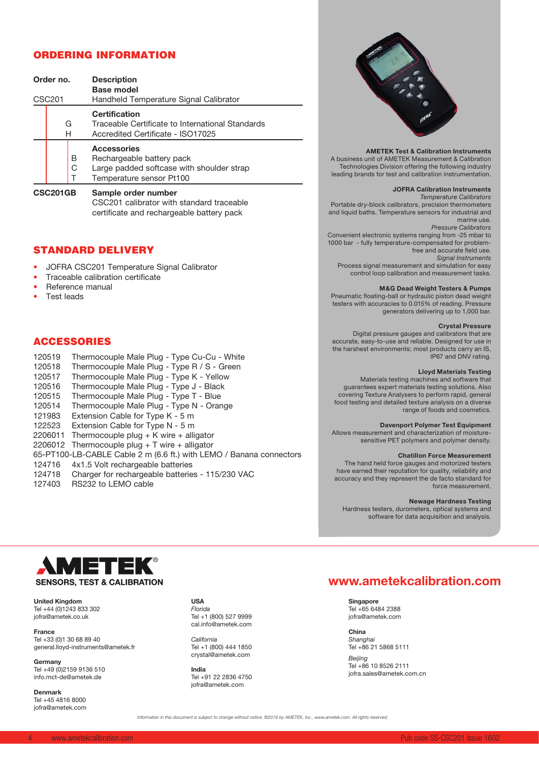## ORDERING INFORMATION

| Order no. | | | Description |
|---|---|---|---|
| | | | **Base model** |
| CSC201 | | | Handheld Temperature Signal Calibrator |
| | | | **Certification** |
| | G | | Traceable Certificate to International Standards |
| | H | | Accredited Certificate - ISO17025 |
| | | | **Accessories** |
| | | B | Rechargeable battery pack |
| | | C | Large padded softcase with shoulder strap |
| | | T | Temperature sensor Pt100 |
| **CSC201GB** | | | **Sample order number** CSC201 calibrator with standard traceable certificate and rechargeable battery pack |

## STANDARD DELIVERY

- JOFRA CSC201 Temperature Signal Calibrator
- Traceable calibration certificate
- Reference manual
- Test leads

## ACCESSORIES

| | |
|---|---|
| 120519 | Thermocouple Male Plug - Type Cu-Cu - White |
| 120518 | Thermocouple Male Plug - Type R / S - Green |
| 120517 | Thermocouple Male Plug - Type K - Yellow |
| 120516 | Thermocouple Male Plug - Type J - Black |
| 120515 | Thermocouple Male Plug - Type T - Blue |
| 120514 | Thermocouple Male Plug - Type N - Orange |
| 121983 | Extension Cable for Type K - 5 m |
| 122523 | Extension Cable for Type N - 5 m |
| 2206011 | Thermocouple plug + K wire + alligator |
| 2206012 | Thermocouple plug + T wire + alligator |
| 65-PT100-LB-CABLE | Cable 2 m (6.6 ft.) with LEMO / Banana connectors |
| 124716 | 4x1.5 Volt rechargeable batteries |
| 124718 | Charger for rechargeable batteries - 115/230 VAC |
| 127403 | RS232 to LEMO cable |

**AMETEK Test & Calibration Instruments**
A business unit of AMETEK Measurement & Calibration Technologies Division offering the following industry leading brands for test and calibration instrumentation.

**JOFRA Calibration Instruments**
*Temperature Calibrators*
Portable dry-block calibrators, precision thermometers and liquid baths. Temperature sensors for industrial and marine use.
*Pressure Calibrators*
Convenient electronic systems ranging from -25 mbar to 1000 bar - fully temperature-compensated for problem-free and accurate field use.
*Signal Instruments*
Process signal measurement and simulation for easy control loop calibration and measurement tasks.

**M&G Dead Weight Testers & Pumps**
Pneumatic floating-ball or hydraulic piston dead weight testers with accuracies to 0.015% of reading. Pressure generators delivering up to 1,000 bar.

**Crystal Pressure**
Digital pressure gauges and calibrators that are accurate, easy-to-use and reliable. Designed for use in the harshest environments; most products carry an IS, IP67 and DNV rating.

**Lloyd Materials Testing**
Materials testing machines and software that guarantees expert materials testing solutions. Also covering Texture Analysers to perform rapid, general food testing and detailed texture analysis on a diverse range of foods and cosmetics.

**Davenport Polymer Test Equipment**
Allows measurement and characterization of moisture-sensitive PET polymers and polymer density.

**Chatillon Force Measurement**
The hand held force gauges and motorized testers have earned their reputation for quality, reliability and accuracy and they represent the de facto standard for force measurement.

**Newage Hardness Testing**
Hardness testers, durometers, optical systems and software for data acquisition and analysis.

AMETEK®
SENSORS, TEST & CALIBRATION

**www.ametekcalibration.com**

**United Kingdom**
Tel +44 (0)1243 833 302
jofra@ametek.co.uk

**France**
Tel +33 (0)1 30 68 89 40
general.lloyd-instruments@ametek.fr

**Germany**
Tel +49 (0)2159 9136 510
info.mct-de@ametek.de

**Denmark**
Tel +45 4816 8000
jofra@ametek.com

**USA**
*Florida*
Tel +1 (800) 527 9999
cal.info@ametek.com

*California*
Tel +1 (800) 444 1850
crystal@ametek.com

**India**
Tel +91 22 2836 4750
jofra@ametek.com

**Singapore**
Tel +65 6484 2388
jofra@ametek.com

**China**
*Shanghai*
Tel +86 21 5868 5111

*Beijing*
Tel +86 10 8526 2111
jofra.sales@ametek.com.cn

*Information in this document is subject to change without notice. ©2016 by AMETEK, Inc., www.ametek.com. All rights reserved.*

Pub code SS-CSC201 Issue 1602